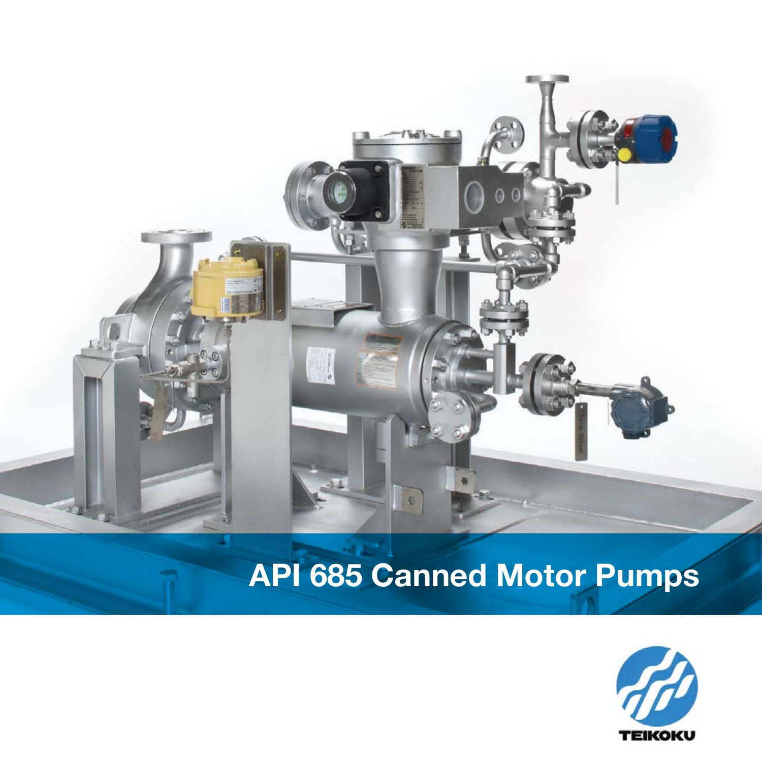# API 685 Canned Motor Pumps

TEIKOKU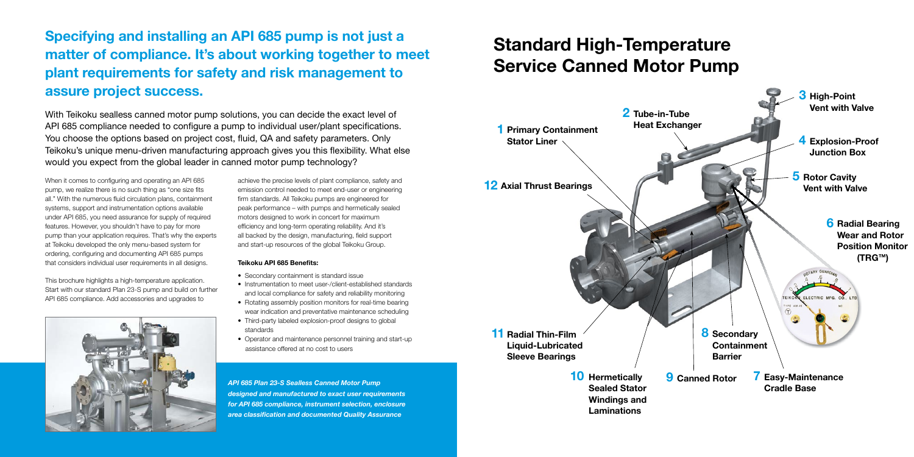## Specifying and installing an API 685 pump is not just a matter of compliance. It's about working together to meet plant requirements for safety and risk management to assure project success.

With Teikoku sealless canned motor pump solutions, you can decide the exact level of API 685 compliance needed to configure a pump to individual user/plant specifications. You choose the options based on project cost, fluid, QA and safety parameters. Only Teikoku's unique menu-driven manufacturing approach gives you this flexibility. What else would you expect from the global leader in canned motor pump technology?

When it comes to configuring and operating an API 685 pump, we realize there is no such thing as "one size fits all." With the numerous fluid circulation plans, containment systems, support and instrumentation options available under API 685, you need assurance for supply of required features. However, you shouldn't have to pay for more pump than your application requires. That's why the experts at Teikoku developed the only menu-based system for ordering, configuring and documenting API 685 pumps that considers individual user requirements in all designs.

This brochure highlights a high-temperature application. Start with our standard Plan 23-S pump and build on further API 685 compliance. Add accessories and upgrades to achieve the precise levels of plant compliance, safety and emission control needed to meet end-user or engineering firm standards. All Teikoku pumps are engineered for peak performance – with pumps and hermetically sealed motors designed to work in concert for maximum efficiency and long-term operating reliability. And it's all backed by the design, manufacturing, field support and start-up resources of the global Teikoku Group.

**Teikoku API 685 Benefits:**

- Secondary containment is standard issue
- Instrumentation to meet user-/client-established standards and local compliance for safety and reliability monitoring
- Rotating assembly position monitors for real-time bearing wear indication and preventative maintenance scheduling
- Third-party labeled explosion-proof designs to global standards
- Operator and maintenance personnel training and start-up assistance offered at no cost to users

*API 685 Plan 23-S Sealless Canned Motor Pump designed and manufactured to exact user requirements for API 685 compliance, instrument selection, enclosure area classification and documented Quality Assurance*

# Standard High-Temperature Service Canned Motor Pump

1. Primary Containment Stator Liner
2. Tube-in-Tube Heat Exchanger
3. High-Point Vent with Valve
4. Explosion-Proof Junction Box
5. Rotor Cavity Vent with Valve
6. Radial Bearing Wear and Rotor Position Monitor (TRG™)
7. Easy-Maintenance Cradle Base
8. Secondary Containment Barrier
9. Canned Rotor
10. Hermetically Sealed Stator Windings and Laminations
11. Radial Thin-Film Liquid-Lubricated Sleeve Bearings
12. Axial Thrust Bearings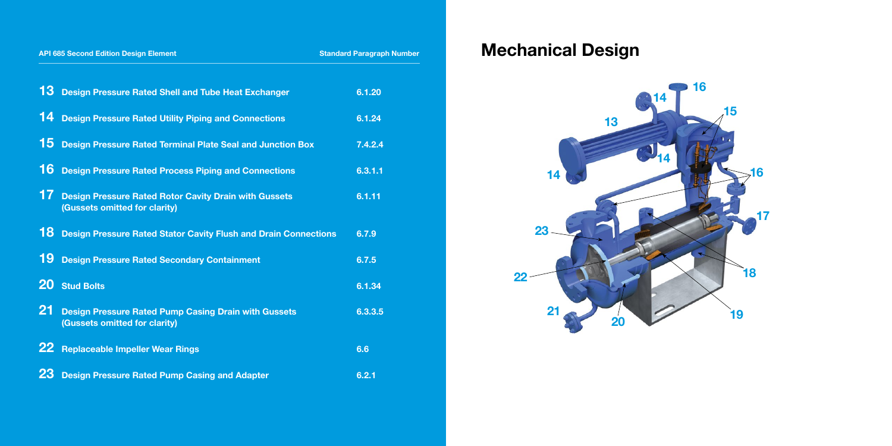# Mechanical Design

| | API 685 Second Edition Design Element | Standard Paragraph Number |
|---|---|---|
| 13 | Design Pressure Rated Shell and Tube Heat Exchanger | 6.1.20 |
| 14 | Design Pressure Rated Utility Piping and Connections | 6.1.24 |
| 15 | Design Pressure Rated Terminal Plate Seal and Junction Box | 7.4.2.4 |
| 16 | Design Pressure Rated Process Piping and Connections | 6.3.1.1 |
| 17 | Design Pressure Rated Rotor Cavity Drain with Gussets (Gussets omitted for clarity) | 6.1.11 |
| 18 | Design Pressure Rated Stator Cavity Flush and Drain Connections | 6.7.9 |
| 19 | Design Pressure Rated Secondary Containment | 6.7.5 |
| 20 | Stud Bolts | 6.1.34 |
| 21 | Design Pressure Rated Pump Casing Drain with Gussets (Gussets omitted for clarity) | 6.3.3.5 |
| 22 | Replaceable Impeller Wear Rings | 6.6 |
| 23 | Design Pressure Rated Pump Casing and Adapter | 6.2.1 |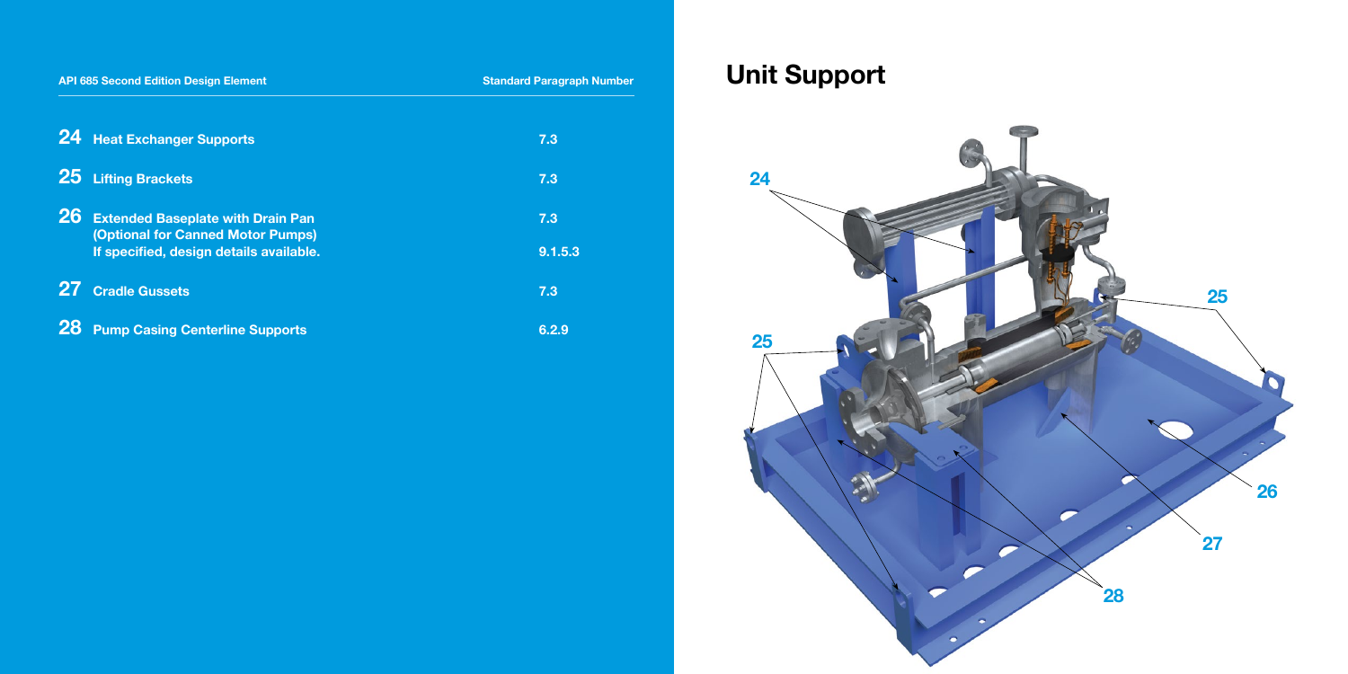# Unit Support

| API 685 Second Edition Design Element | Standard Paragraph Number |
|---|---|
| **24** Heat Exchanger Supports | 7.3 |
| **25** Lifting Brackets | 7.3 |
| **26** Extended Baseplate with Drain Pan (Optional for Canned Motor Pumps) If specified, design details available. | 7.3<br>9.1.5.3 |
| **27** Cradle Gussets | 7.3 |
| **28** Pump Casing Centerline Supports | 6.2.9 |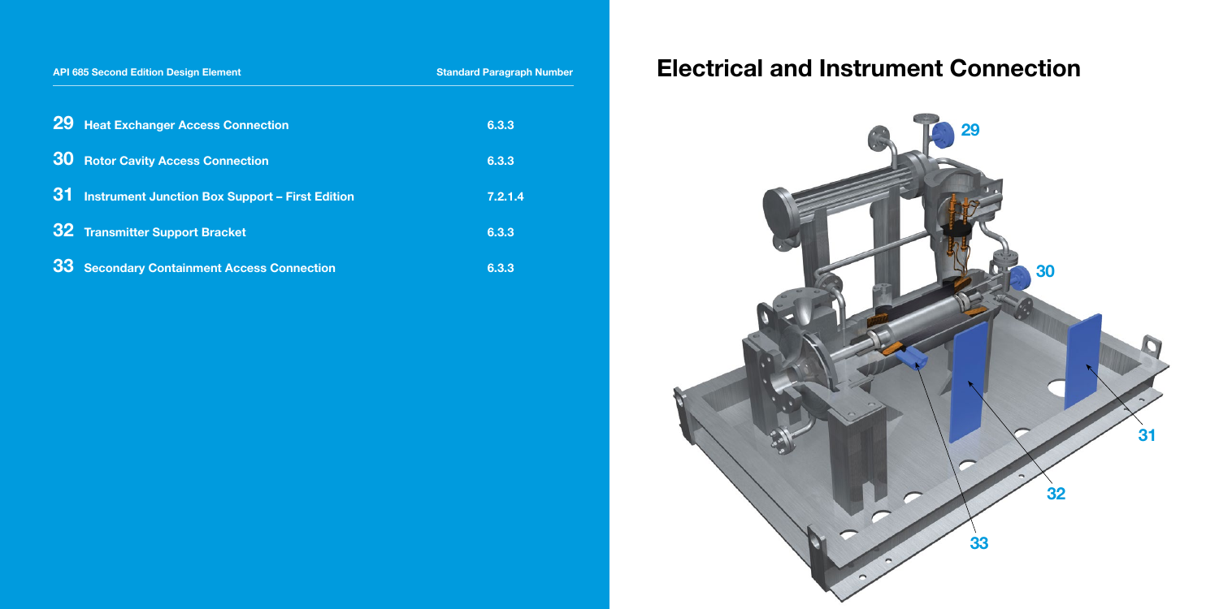# Electrical and Instrument Connection

| API 685 Second Edition Design Element | Standard Paragraph Number |
|---|---|
| **29** Heat Exchanger Access Connection | 6.3.3 |
| **30** Rotor Cavity Access Connection | 6.3.3 |
| **31** Instrument Junction Box Support – First Edition | 7.2.1.4 |
| **32** Transmitter Support Bracket | 6.3.3 |
| **33** Secondary Containment Access Connection | 6.3.3 |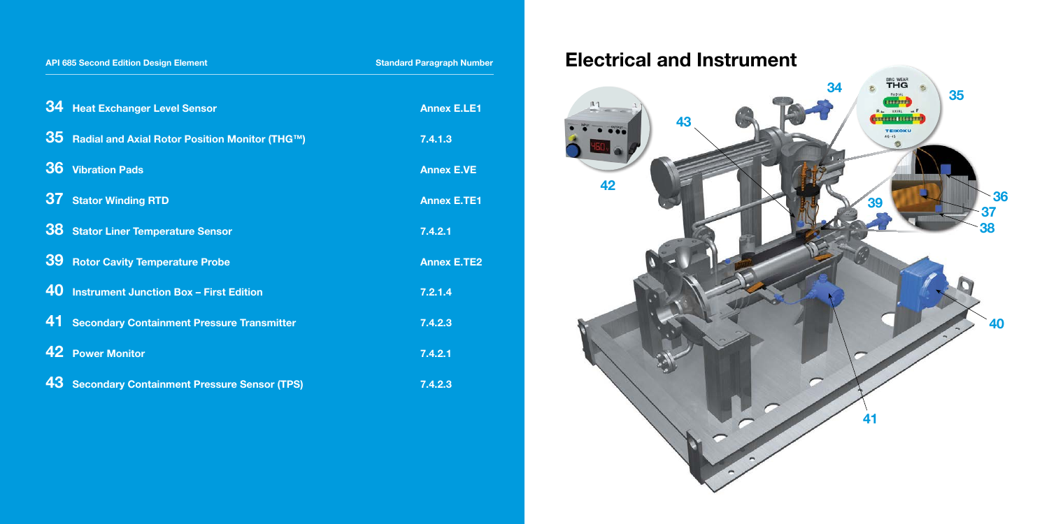# Electrical and Instrument

| | API 685 Second Edition Design Element | Standard Paragraph Number |
|---|---|---|
| 34 | Heat Exchanger Level Sensor | Annex E.LE1 |
| 35 | Radial and Axial Rotor Position Monitor (THG™) | 7.4.1.3 |
| 36 | Vibration Pads | Annex E.VE |
| 37 | Stator Winding RTD | Annex E.TE1 |
| 38 | Stator Liner Temperature Sensor | 7.4.2.1 |
| 39 | Rotor Cavity Temperature Probe | Annex E.TE2 |
| 40 | Instrument Junction Box – First Edition | 7.2.1.4 |
| 41 | Secondary Containment Pressure Transmitter | 7.4.2.3 |
| 42 | Power Monitor | 7.4.2.1 |
| 43 | Secondary Containment Pressure Sensor (TPS) | 7.4.2.3 |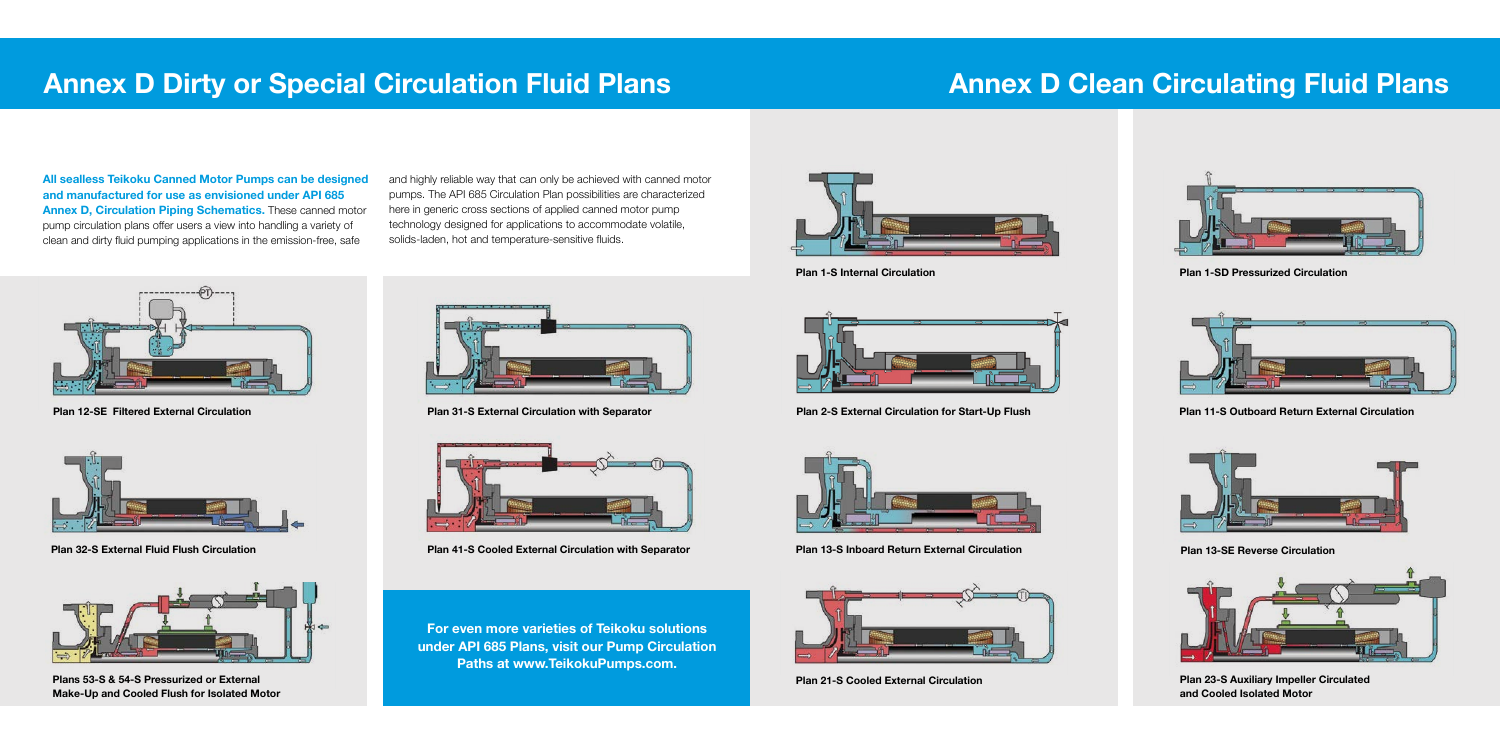## Annex D Dirty or Special Circulation Fluid Plans

**All sealless Teikoku Canned Motor Pumps can be designed and manufactured for use as envisioned under API 685 Annex D, Circulation Piping Schematics.** These canned motor pump circulation plans offer users a view into handling a variety of clean and dirty fluid pumping applications in the emission-free, safe and highly reliable way that can only be achieved with canned motor pumps. The API 685 Circulation Plan possibilities are characterized here in generic cross sections of applied canned motor pump technology designed for applications to accommodate volatile, solids-laden, hot and temperature-sensitive fluids.

**Plan 12-SE Filtered External Circulation**

**Plan 31-S External Circulation with Separator**

**Plan 32-S External Fluid Flush Circulation**

**Plan 41-S Cooled External Circulation with Separator**

**Plans 53-S & 54-S Pressurized or External Make-Up and Cooled Flush for Isolated Motor**

**For even more varieties of Teikoku solutions under API 685 Plans, visit our Pump Circulation Paths at www.TeikokuPumps.com.**

## Annex D Clean Circulating Fluid Plans

**Plan 1-S Internal Circulation**

**Plan 1-SD Pressurized Circulation**

**Plan 2-S External Circulation for Start-Up Flush**

**Plan 11-S Outboard Return External Circulation**

**Plan 13-S Inboard Return External Circulation**

**Plan 13-SE Reverse Circulation**

**Plan 21-S Cooled External Circulation**

**Plan 23-S Auxiliary Impeller Circulated and Cooled Isolated Motor**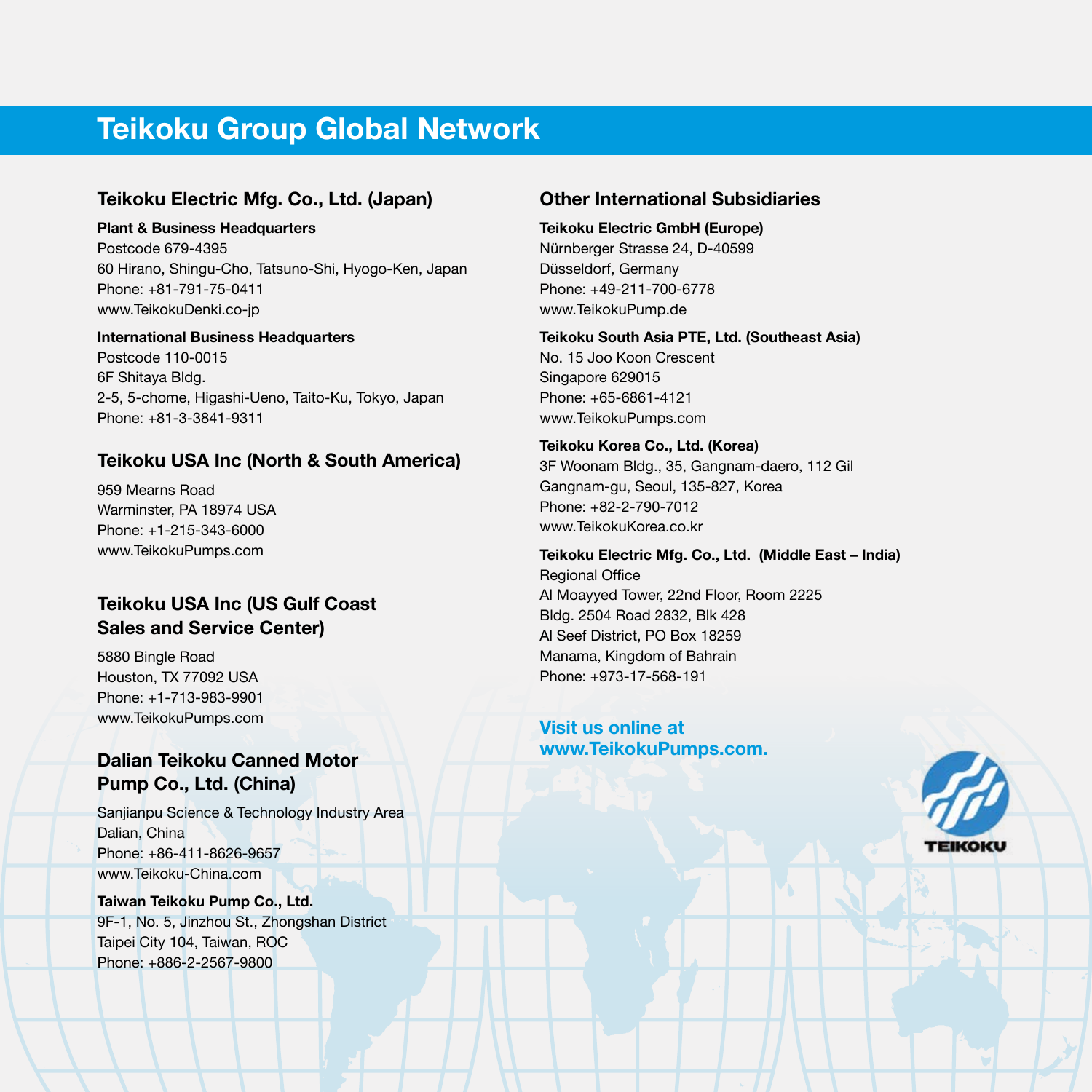# Teikoku Group Global Network

## Teikoku Electric Mfg. Co., Ltd. (Japan)

**Plant & Business Headquarters**
Postcode 679-4395
60 Hirano, Shingu-Cho, Tatsuno-Shi, Hyogo-Ken, Japan
Phone: +81-791-75-0411
www.TeikokuDenki.co-jp

**International Business Headquarters**
Postcode 110-0015
6F Shitaya Bldg.
2-5, 5-chome, Higashi-Ueno, Taito-Ku, Tokyo, Japan
Phone: +81-3-3841-9311

## Teikoku USA Inc (North & South America)

959 Mearns Road
Warminster, PA 18974 USA
Phone: +1-215-343-6000
www.TeikokuPumps.com

## Teikoku USA Inc (US Gulf Coast Sales and Service Center)

5880 Bingle Road
Houston, TX 77092 USA
Phone: +1-713-983-9901
www.TeikokuPumps.com

## Dalian Teikoku Canned Motor Pump Co., Ltd. (China)

Sanjianpu Science & Technology Industry Area
Dalian, China
Phone: +86-411-8626-9657
www.Teikoku-China.com

**Taiwan Teikoku Pump Co., Ltd.**
9F-1, No. 5, Jinzhou St., Zhongshan District
Taipei City 104, Taiwan, ROC
Phone: +886-2-2567-9800

## Other International Subsidiaries

**Teikoku Electric GmbH (Europe)**
Nürnberger Strasse 24, D-40599
Düsseldorf, Germany
Phone: +49-211-700-6778
www.TeikokuPump.de

**Teikoku South Asia PTE, Ltd. (Southeast Asia)**
No. 15 Joo Koon Crescent
Singapore 629015
Phone: +65-6861-4121
www.TeikokuPumps.com

**Teikoku Korea Co., Ltd. (Korea)**
3F Woonam Bldg., 35, Gangnam-daero, 112 Gil
Gangnam-gu, Seoul, 135-827, Korea
Phone: +82-2-790-7012
www.TeikokuKorea.co.kr

**Teikoku Electric Mfg. Co., Ltd. (Middle East – India)**
Regional Office
Al Moayyed Tower, 22nd Floor, Room 2225
Bldg. 2504 Road 2832, Blk 428
Al Seef District, PO Box 18259
Manama, Kingdom of Bahrain
Phone: +973-17-568-191

**Visit us online at www.TeikokuPumps.com.**

TEIKOKU